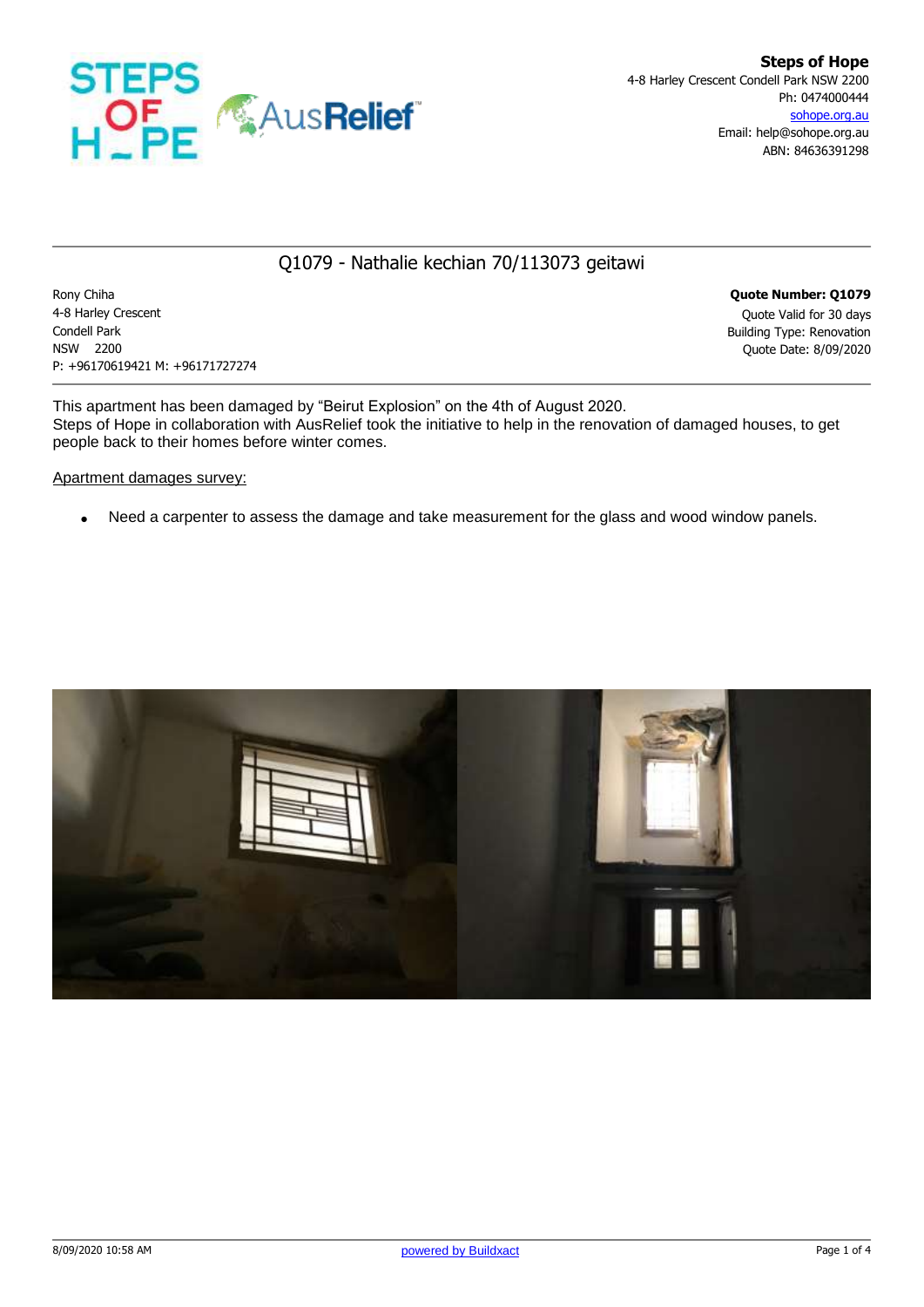**Steps of Hope**
4-8 Harley Crescent Condell Park NSW 2200
Ph: 0474000444
sohope.org.au
Email: help@sohope.org.au
ABN: 84636391298

# Q1079 - Nathalie kechian 70/113073 geitawi

Rony Chiha
4-8 Harley Crescent
Condell Park
NSW 2200
P: +96170619421 M: +96171727274

**Quote Number: Q1079**
Quote Valid for 30 days
Building Type: Renovation
Quote Date: 8/09/2020

This apartment has been damaged by “Beirut Explosion” on the 4th of August 2020.
Steps of Hope in collaboration with AusRelief took the initiative to help in the renovation of damaged houses, to get people back to their homes before winter comes.

Apartment damages survey:

- Need a carpenter to assess the damage and take measurement for the glass and wood window panels.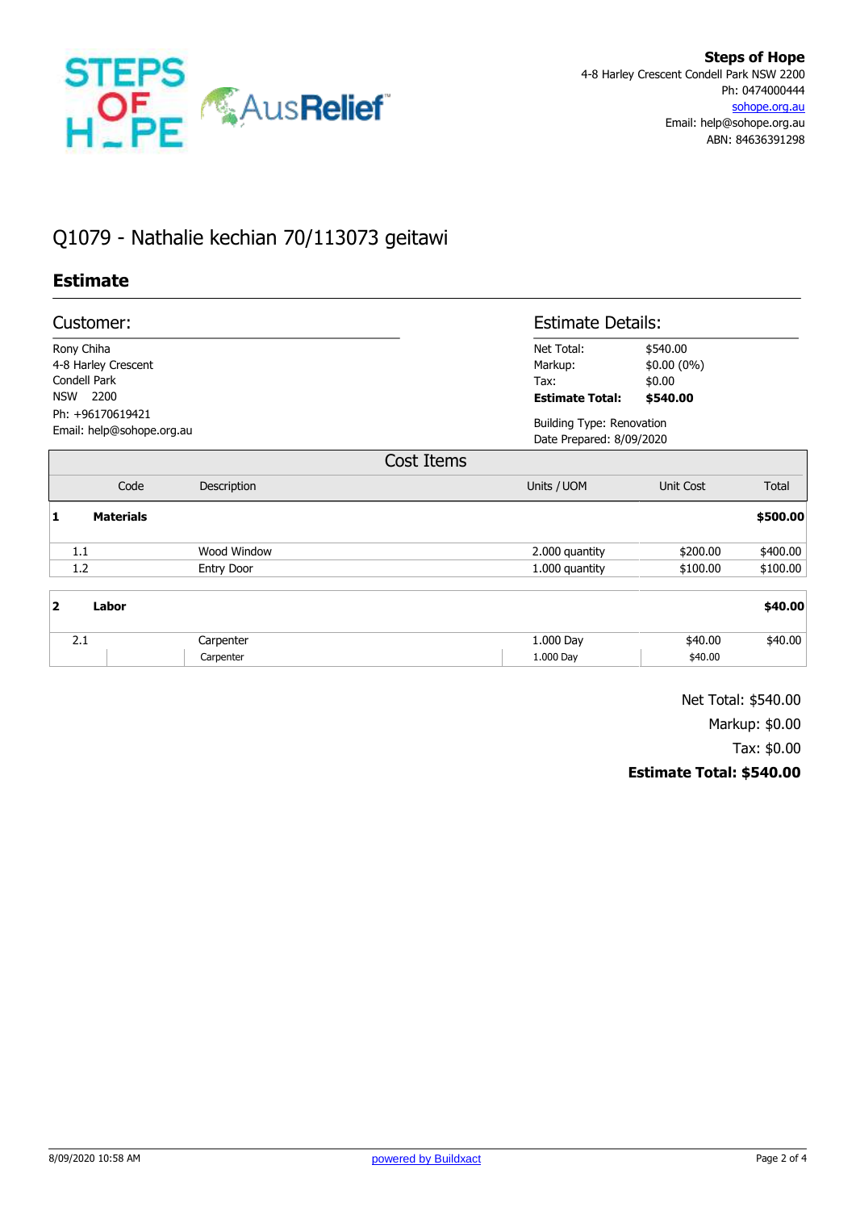**Steps of Hope**
4-8 Harley Crescent Condell Park NSW 2200
Ph: 0474000444
sohope.org.au
Email: help@sohope.org.au
ABN: 84636391298

# Q1079 - Nathalie kechian 70/113073 geitawi

## Estimate

### Customer:

Rony Chiha
4-8 Harley Crescent
Condell Park
NSW 2200
Ph: +96170619421
Email: help@sohope.org.au

### Estimate Details:

| | |
|---|---|
| Net Total: | $540.00 |
| Markup: | $0.00 (0%) |
| Tax: | $0.00 |
| **Estimate Total:** | **$540.00** |

Building Type: Renovation
Date Prepared: 8/09/2020

### Cost Items

| | Code | Description | Units / UOM | Unit Cost | Total |
|---|---|---|---|---|---|
| **1** | **Materials** | | | | **$500.00** |
| 1.1 | | Wood Window | 2.000 quantity | $200.00 | $400.00 |
| 1.2 | | Entry Door | 1.000 quantity | $100.00 | $100.00 |
| **2** | **Labor** | | | | **$40.00** |
| 2.1 | | Carpenter | 1.000 Day | $40.00 | $40.00 |
| | | Carpenter | 1.000 Day | $40.00 | |

Net Total: $540.00

Markup: $0.00

Tax: $0.00

**Estimate Total: $540.00**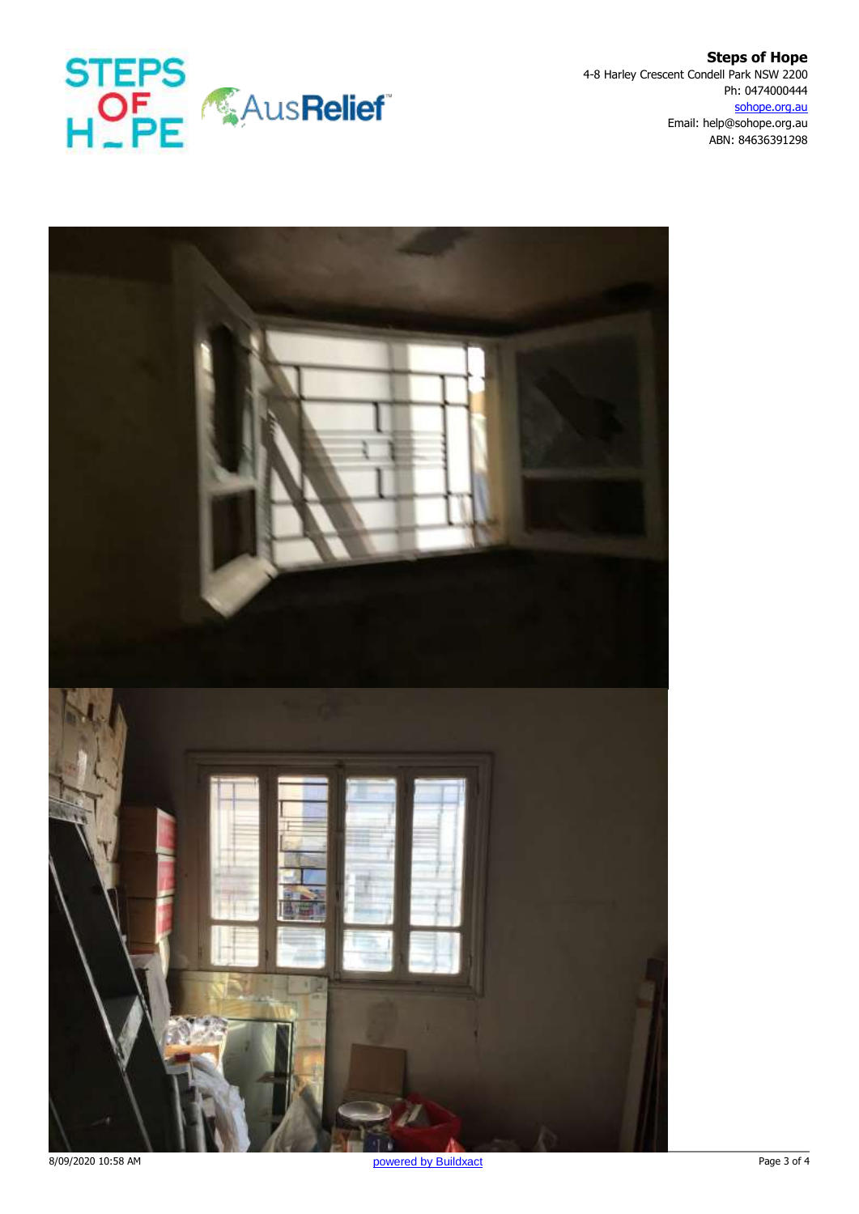**Steps of Hope**
4-8 Harley Crescent Condell Park NSW 2200
Ph: 0474000444
sohope.org.au
Email: help@sohope.org.au
ABN: 84636391298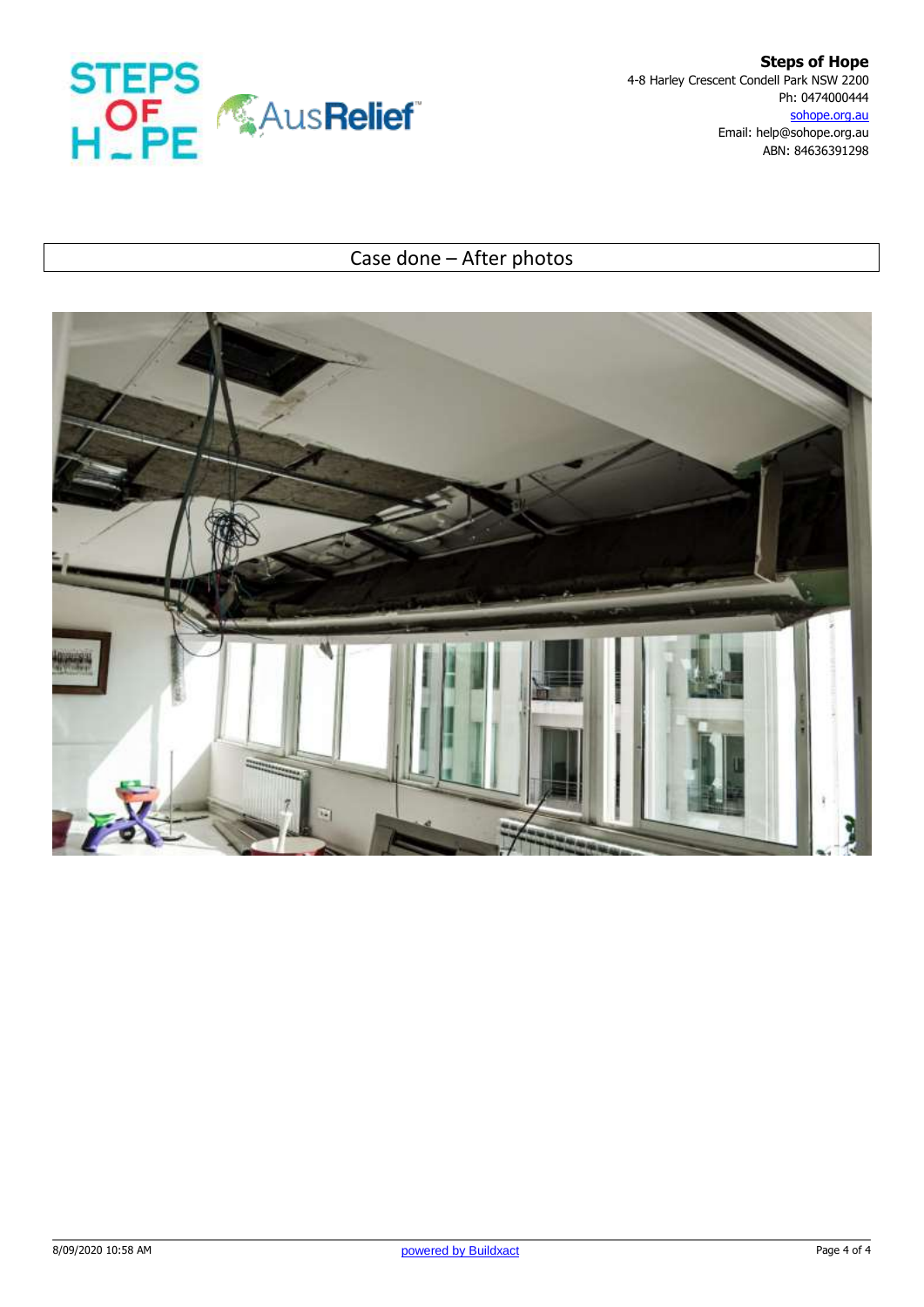**Steps of Hope**
4-8 Harley Crescent Condell Park NSW 2200
Ph: 0474000444
sohope.org.au
Email: help@sohope.org.au
ABN: 84636391298

## Case done – After photos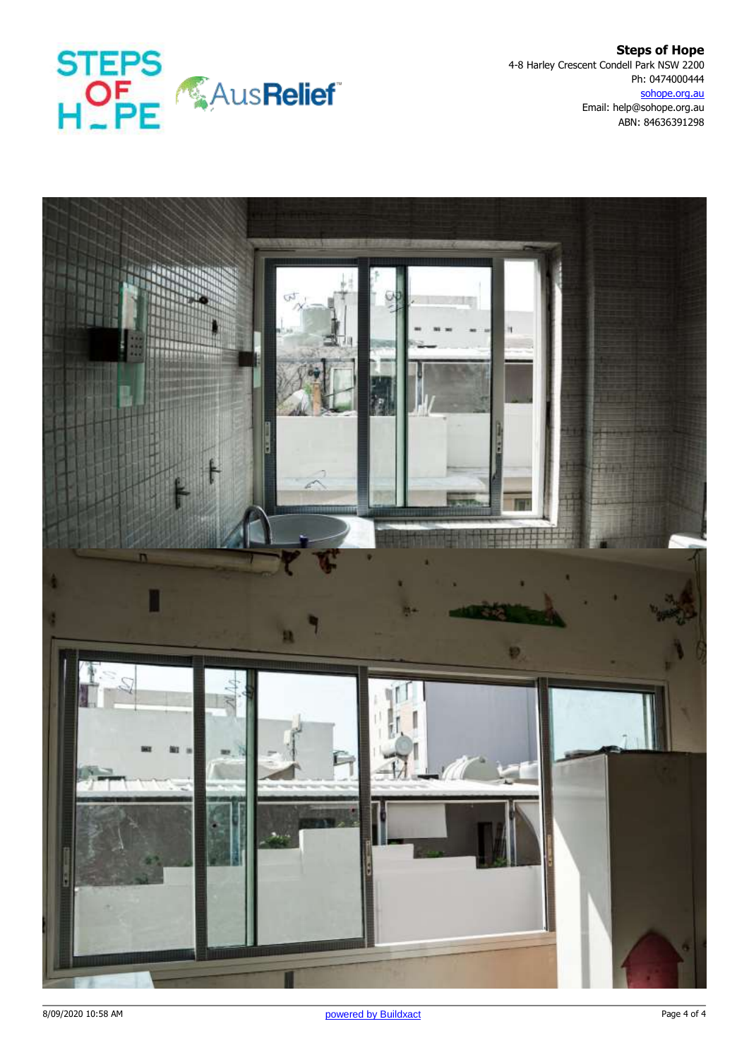**Steps of Hope**
4-8 Harley Crescent Condell Park NSW 2200
Ph: 0474000444
sohope.org.au
Email: help@sohope.org.au
ABN: 84636391298